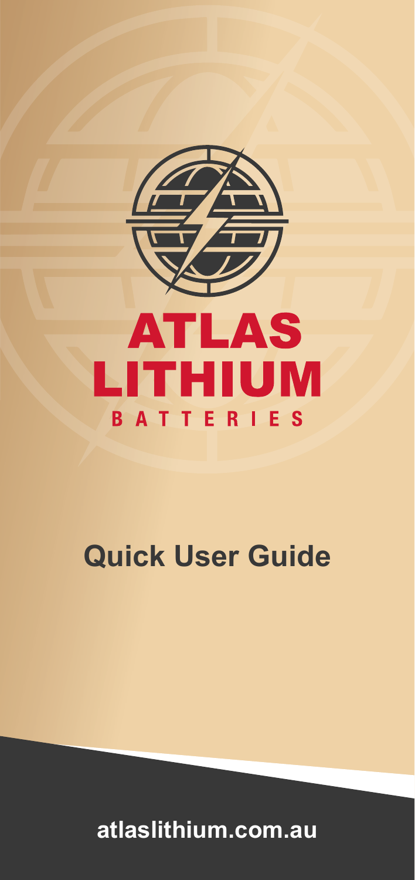# ATLAS LITHIUM

BATTERIES

## Quick User Guide

atlaslithium.com.au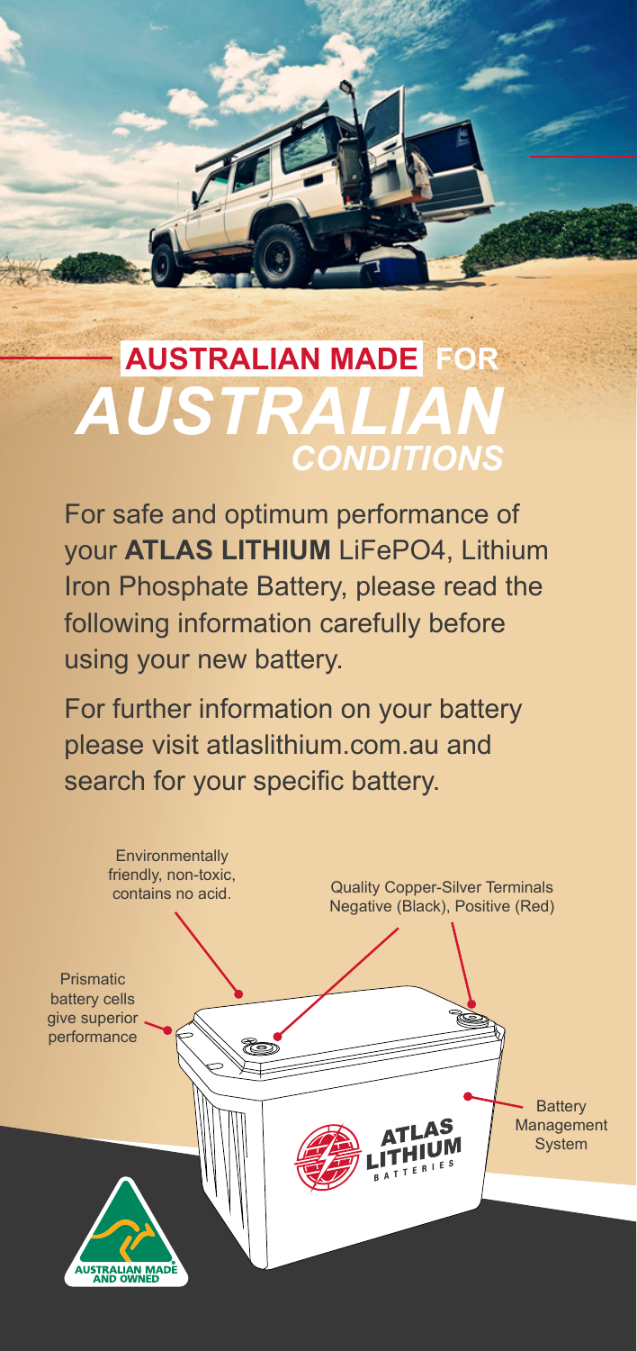# AUSTRALIAN MADE FOR *AUSTRALIAN CONDITIONS*

For safe and optimum performance of your **ATLAS LITHIUM** LiFePO4, Lithium Iron Phosphate Battery, please read the following information carefully before using your new battery.

For further information on your battery please visit atlaslithium.com.au and search for your specific battery.

- Environmentally friendly, non-toxic, contains no acid.
- Quality Copper-Silver Terminals Negative (Black), Positive (Red)
- Prismatic battery cells give superior performance
- Battery Management System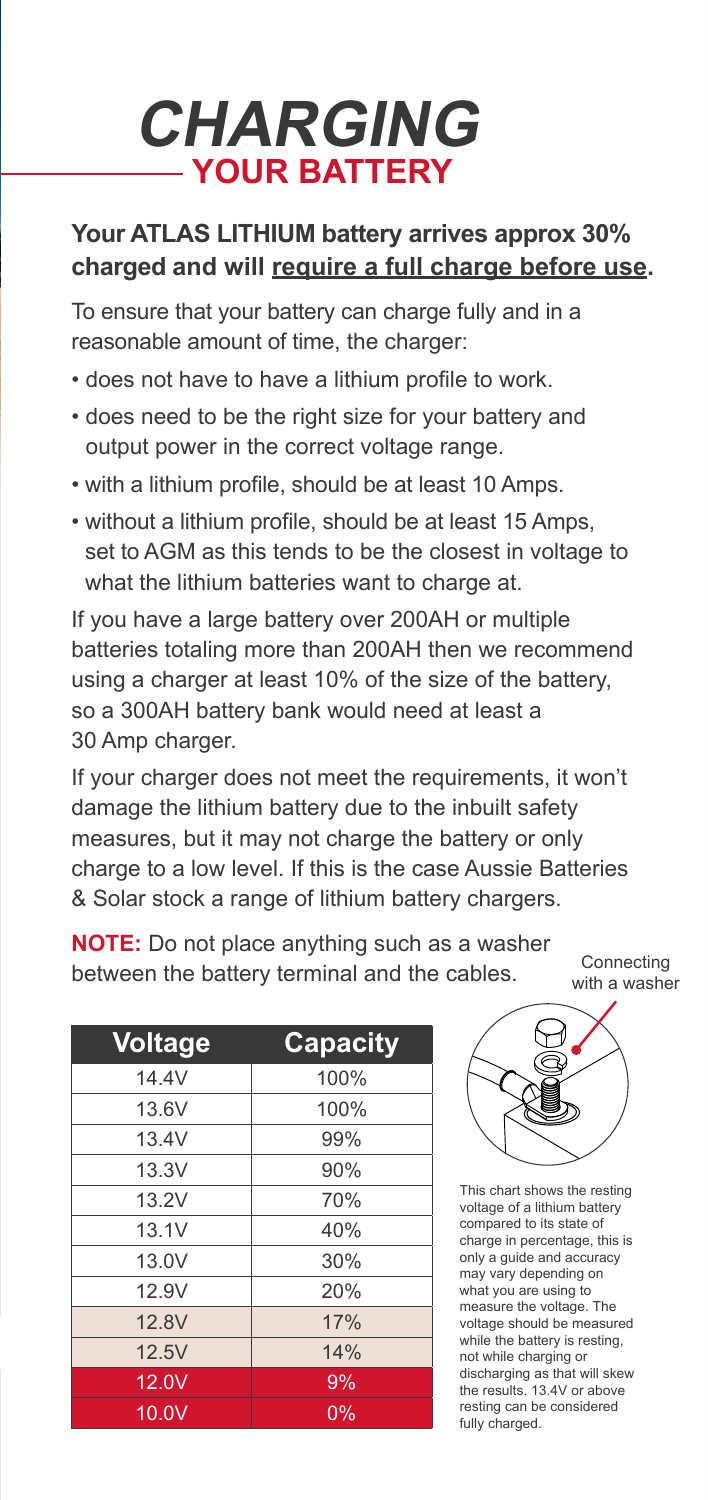# *CHARGING*
## YOUR BATTERY

### Your ATLAS LITHIUM battery arrives approx 30% charged and will require a full charge before use.

To ensure that your battery can charge fully and in a reasonable amount of time, the charger:

- does not have to have a lithium profile to work.
- does need to be the right size for your battery and output power in the correct voltage range.
- with a lithium profile, should be at least 10 Amps.
- without a lithium profile, should be at least 15 Amps, set to AGM as this tends to be the closest in voltage to what the lithium batteries want to charge at.

If you have a large battery over 200AH or multiple batteries totaling more than 200AH then we recommend using a charger at least 10% of the size of the battery, so a 300AH battery bank would need at least a 30 Amp charger.

If your charger does not meet the requirements, it won't damage the lithium battery due to the inbuilt safety measures, but it may not charge the battery or only charge to a low level. If this is the case Aussie Batteries & Solar stock a range of lithium battery chargers.

**NOTE:** Do not place anything such as a washer between the battery terminal and the cables.

Connecting with a washer

| Voltage | Capacity |
|---|---|
| 14.4V | 100% |
| 13.6V | 100% |
| 13.4V | 99% |
| 13.3V | 90% |
| 13.2V | 70% |
| 13.1V | 40% |
| 13.0V | 30% |
| 12.9V | 20% |
| 12.8V | 17% |
| 12.5V | 14% |
| 12.0V | 9% |
| 10.0V | 0% |

This chart shows the resting voltage of a lithium battery compared to its state of charge in percentage, this is only a guide and accuracy may vary depending on what you are using to measure the voltage. The voltage should be measured while the battery is resting, not while charging or discharging as that will skew the results. 13.4V or above resting can be considered fully charged.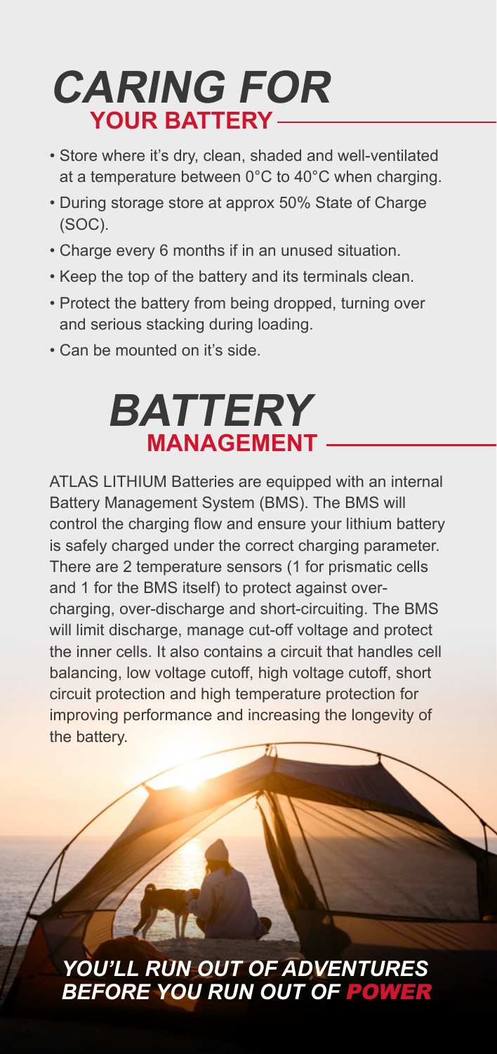# *CARING FOR* YOUR BATTERY

- Store where it's dry, clean, shaded and well-ventilated at a temperature between 0°C to 40°C when charging.
- During storage store at approx 50% State of Charge (SOC).
- Charge every 6 months if in an unused situation.
- Keep the top of the battery and its terminals clean.
- Protect the battery from being dropped, turning over and serious stacking during loading.
- Can be mounted on it's side.

# *BATTERY* MANAGEMENT

ATLAS LITHIUM Batteries are equipped with an internal Battery Management System (BMS). The BMS will control the charging flow and ensure your lithium battery is safely charged under the correct charging parameter. There are 2 temperature sensors (1 for prismatic cells and 1 for the BMS itself) to protect against over-charging, over-discharge and short-circuiting. The BMS will limit discharge, manage cut-off voltage and protect the inner cells. It also contains a circuit that handles cell balancing, low voltage cutoff, high voltage cutoff, short circuit protection and high temperature protection for improving performance and increasing the longevity of the battery.

***YOU'LL RUN OUT OF ADVENTURES BEFORE YOU RUN OUT OF POWER***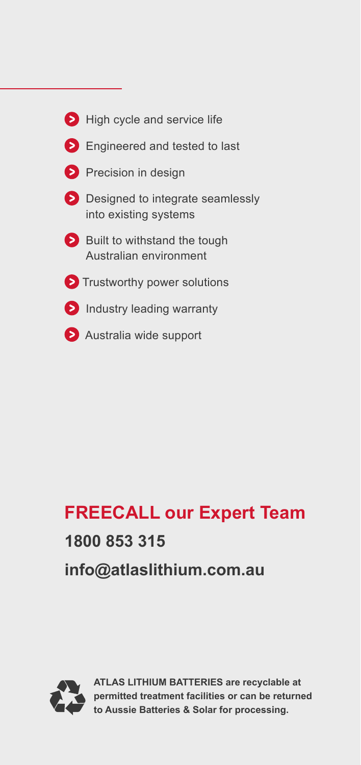- High cycle and service life
- Engineered and tested to last
- Precision in design
- Designed to integrate seamlessly into existing systems
- Built to withstand the tough Australian environment
- Trustworthy power solutions
- Industry leading warranty
- Australia wide support

## FREECALL our Expert Team

**1800 853 315**

**info@atlaslithium.com.au**

**ATLAS LITHIUM BATTERIES are recyclable at permitted treatment facilities or can be returned to Aussie Batteries & Solar for processing.**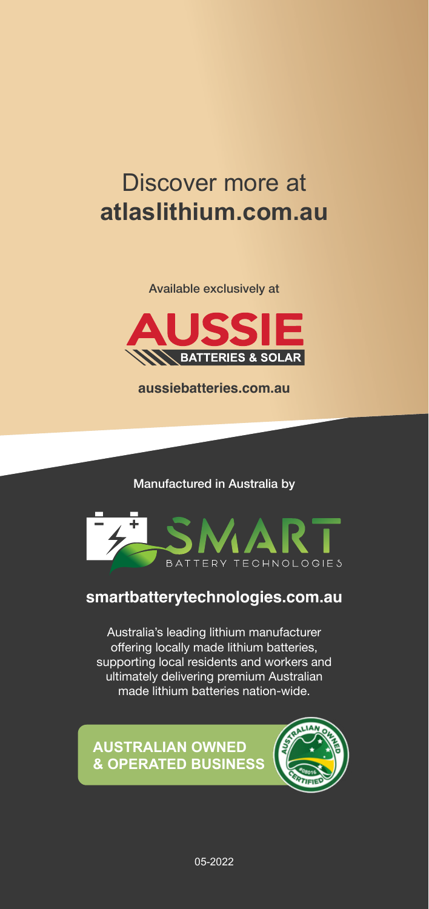# Discover more at **atlaslithium.com.au**

Available exclusively at

AUSSIE BATTERIES & SOLAR

**aussiebatteries.com.au**

Manufactured in Australia by

SMART BATTERY TECHNOLOGIES

**smartbatterytechnologies.com.au**

Australia's leading lithium manufacturer offering locally made lithium batteries, supporting local residents and workers and ultimately delivering premium Australian made lithium batteries nation-wide.

**AUSTRALIAN OWNED & OPERATED BUSINESS**

AUSTRALIAN OWNED #08016 CERTIFIED

05-2022